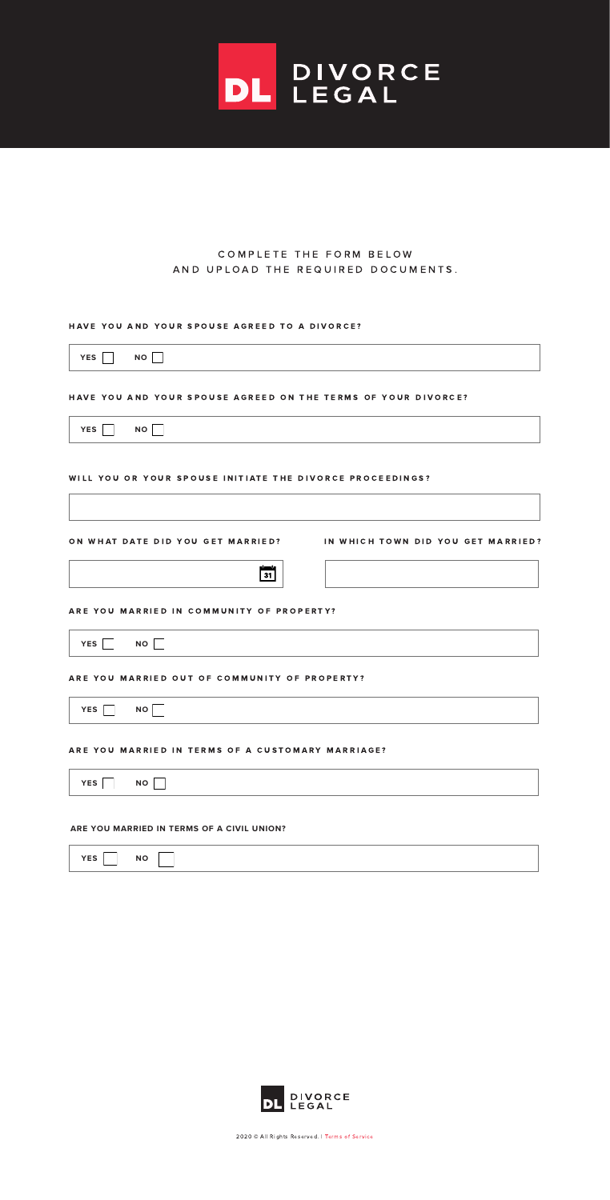# DL DIVORCE LEGAL

COMPLETE THE FORM BELOW AND UPLOAD THE REQUIRED DOCUMENTS.

**HAVE YOU AND YOUR SPOUSE AGREED TO A DIVORCE?**

YES ☐ NO ☐

**HAVE YOU AND YOUR SPOUSE AGREED ON THE TERMS OF YOUR DIVORCE?**

YES ☐ NO ☐

**WILL YOU OR YOUR SPOUSE INITIATE THE DIVORCE PROCEEDINGS?**

**ON WHAT DATE DID YOU GET MARRIED?**

**IN WHICH TOWN DID YOU GET MARRIED?**

**ARE YOU MARRIED IN COMMUNITY OF PROPERTY?**

YES ☐ NO ☐

**ARE YOU MARRIED OUT OF COMMUNITY OF PROPERTY?**

YES ☐ NO ☐

**ARE YOU MARRIED IN TERMS OF A CUSTOMARY MARRIAGE?**

YES ☐ NO ☐

**ARE YOU MARRIED IN TERMS OF A CIVIL UNION?**

YES ☐ NO ☐

DL DIVORCE LEGAL

2020 © All Rights Reserved. | Terms of Service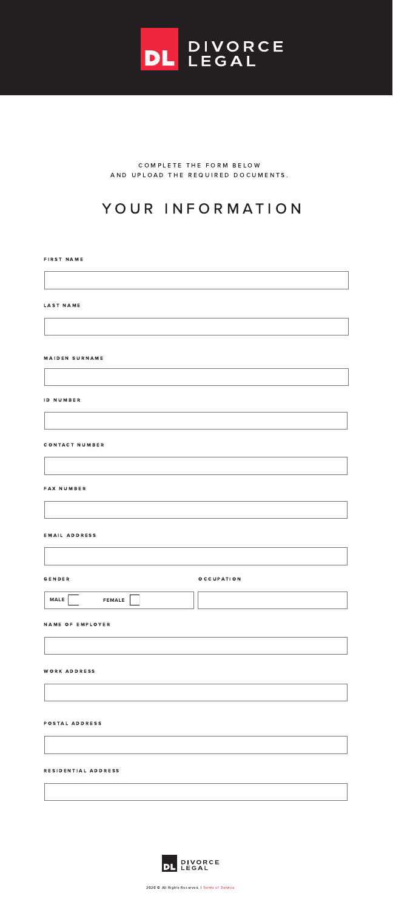DIVORCE LEGAL

COMPLETE THE FORM BELOW
AND UPLOAD THE REQUIRED DOCUMENTS.

# YOUR INFORMATION

**FIRST NAME**

**LAST NAME**

**MAIDEN SURNAME**

**ID NUMBER**

**CONTACT NUMBER**

**FAX NUMBER**

**EMAIL ADDRESS**

**GENDER**

MALE ☐ FEMALE ☐

**OCCUPATION**

**NAME OF EMPLOYER**

**WORK ADDRESS**

**POSTAL ADDRESS**

**RESIDENTIAL ADDRESS**

DIVORCE LEGAL

2020 © All Rights Reserved. | Terms of Service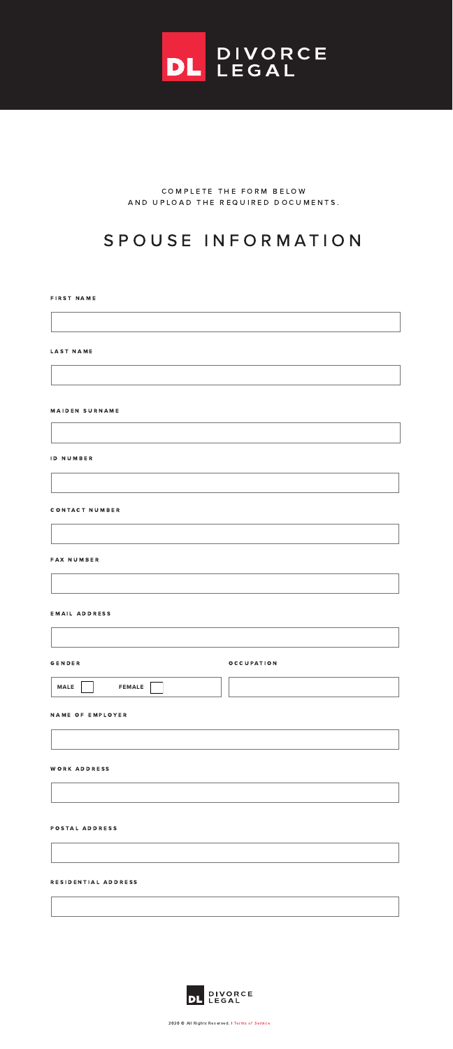DIVORCE LEGAL

COMPLETE THE FORM BELOW AND UPLOAD THE REQUIRED DOCUMENTS.

# SPOUSE INFORMATION

**FIRST NAME**

**LAST NAME**

**MAIDEN SURNAME**

**ID NUMBER**

**CONTACT NUMBER**

**FAX NUMBER**

**EMAIL ADDRESS**

**GENDER**

MALE ☐ FEMALE ☐

**OCCUPATION**

**NAME OF EMPLOYER**

**WORK ADDRESS**

**POSTAL ADDRESS**

**RESIDENTIAL ADDRESS**

DIVORCE LEGAL

2020 © All Rights Reserved. | Terms of Service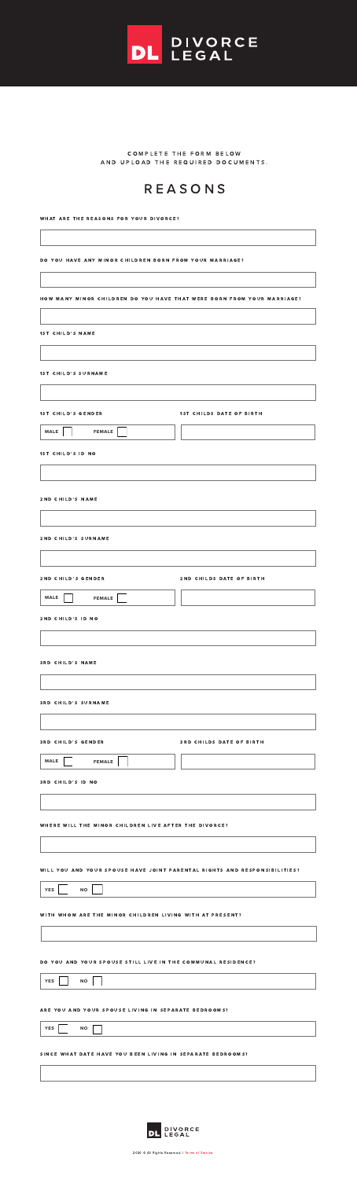COMPLETE THE FORM BELOW
AND UPLOAD THE REQUIRED DOCUMENTS.

# REASONS

WHAT ARE THE REASONS FOR YOUR DIVORCE?

DO YOU HAVE ANY MINOR CHILDREN BORN FROM YOUR MARRIAGE?

HOW MANY MINOR CHILDREN DO YOU HAVE THAT WERE BORN FROM YOUR MARRIAGE?

1ST CHILD'S NAME

1ST CHILD'S SURNAME

1ST CHILD'S GENDER

MALE ☐ FEMALE ☐

1ST CHILDS DATE OF BIRTH

1ST CHILD'S ID NO

2ND CHILD'S NAME

2ND CHILD'S SURNAME

2ND CHILD'S GENDER

MALE ☐ FEMALE ☐

2ND CHILDS DATE OF BIRTH

2ND CHILD'S ID NO

3RD CHILD'S NAME

3RD CHILD'S SURNAME

3RD CHILD'S GENDER

MALE ☐ FEMALE ☐

3RD CHILDS DATE OF BIRTH

3RD CHILD'S ID NO

WHERE WILL THE MINOR CHILDREN LIVE AFTER THE DIVORCE?

WILL YOU AND YOUR SPOUSE HAVE JOINT PARENTAL RIGHTS AND RESPONSIBILITIES?

YES ☐ NO ☐

WITH WHOM ARE THE MINOR CHILDREN LIVING WITH AT PRESENT?

DO YOU AND YOUR SPOUSE STILL LIVE IN THE COMMUNAL RESIDENCE?

YES ☐ NO ☐

ARE YOU AND YOUR SPOUSE LIVING IN SEPARATE BEDROOMS?

YES ☐ NO ☐

SINCE WHAT DATE HAVE YOU BEEN LIVING IN SEPARATE BEDROOMS?

2020 © All Rights Reserved | Terms of Service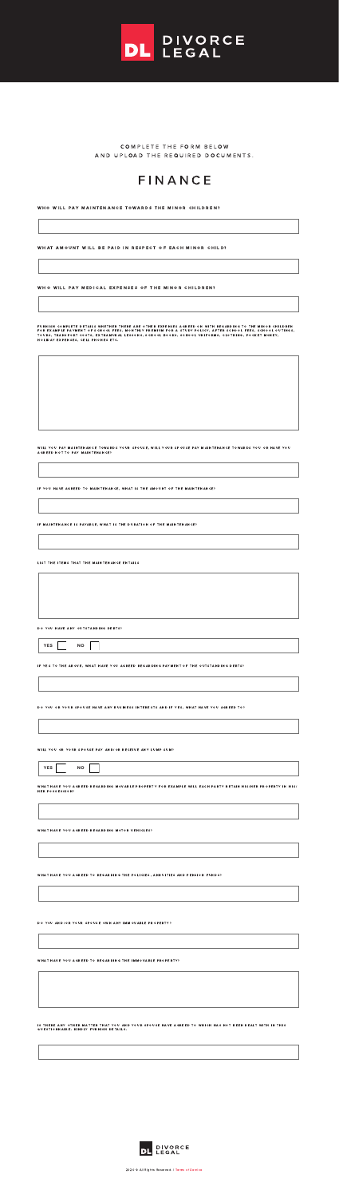COMPLETE THE FORM BELOW
AND UPLOAD THE REQUIRED DOCUMENTS.

# FINANCE

WHO WILL PAY MAINTENANCE TOWARDS THE MINOR CHILDREN?

WHAT AMOUNT WILL BE PAID IN RESPECT OF EACH MINOR CHILD?

WHO WILL PAY MEDICAL EXPENSES OF THE MINOR CHILDREN?

FURNISH COMPLETE DETAILS WHETHER THERE ARE OTHER EXPENSES AGREED ON WITH REGARDING TO THE MINOR CHILDREN FOR EXAMPLE PAYMENT OF SCHOOL FEES, MONTHLY PREMIUM FOR A STUDY POLICY, AFTER SCHOOL FEES, SCHOOL OUTINGS, TOURS, TRANSPORT COSTS, EXTRAMURAL LESSONS, SCHOOL BOOKS, SCHOOL UNIFORMS, CLOTHING, POCKET MONEY, HOLIDAY EXPENSES, CELL PHONES ETC.

WILL YOU PAY MAINTENANCE TOWARDS YOUR SPOUSE, WILL YOUR SPOUSE PAY MAINTENANCE TOWARDS YOU OR HAVE YOU AGREED NOT TO PAY MAINTENANCE?

IF YOU HAVE AGREED TO MAINTENANCE, WHAT IS THE AMOUNT OF THE MAINTENANCE?

IF MAINTENANCE IS PAYABLE, WHAT IS THE DURATION OF THE MAINTENANCE?

LIST THE ITEMS THAT THE MAINTENANCE DETAILS

DO YOU HAVE ANY OUTSTANDING DEBTS?

YES ☐ NO ☐

IF YES TO THE ABOVE, WHAT HAVE YOU AGREED REGARDING PAYMENT OF THE OUTSTANDING DEBTS?

DO YOU OR YOUR SPOUSE HAVE ANY BUSINESS INTERESTS AND IF YES, WHAT HAVE YOU AGREED TO?

WILL YOU OR YOUR SPOUSE PAY AND/OR RECEIVE ANY LUMP SUM?

YES ☐ NO ☐

WHAT HAVE YOU AGREED REGARDING MOVABLE PROPERTY FOR EXAMPLE WILL EACH PARTY RETAIN HIS/HER PROPERTY IN HIS/HER POSSESSION?

WHAT HAVE YOU AGREED REGARDING MOTOR VEHICLES?

WHAT HAVE YOU AGREED TO REGARDING THE POLICIES, ANNUITIES AND PENSION FUNDS?

DO YOU AND/OR YOUR SPOUSE OWN ANY IMMOVABLE PROPERTY?

WHAT HAVE YOU AGREED TO REGARDING THE IMMOVABLE PROPERTY?

IS THERE ANY OTHER MATTER THAT YOU AND YOUR SPOUSE HAVE AGREED TO WHICH HAS NOT BEEN DEALT WITH IN THIS QUESTIONNAIRE, KINDLY FURNISH DETAILS.

2024 © All Rights Reserved | Terms of Service